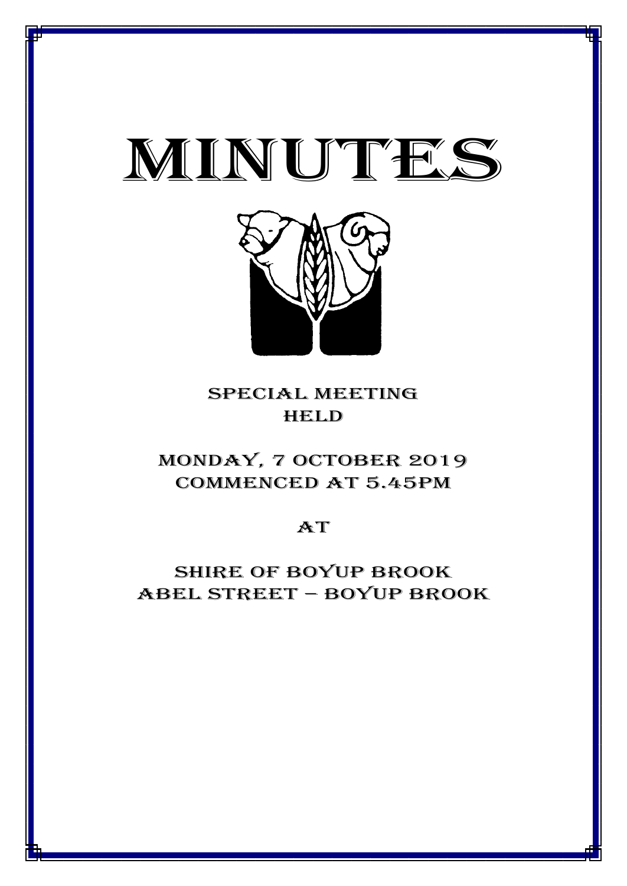# MINUTES

SPECIAL MEETING
HELD

MONDAY, 7 OCTOBER 2019
COMMENCED AT 5.45PM

AT

SHIRE OF BOYUP BROOK
ABEL STREET – BOYUP BROOK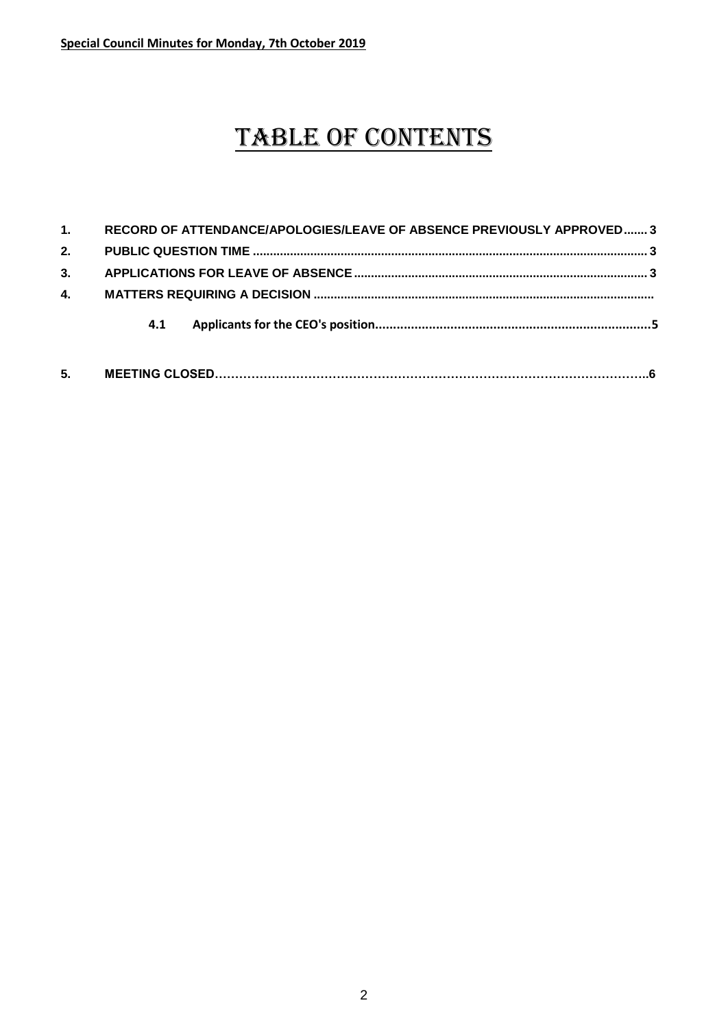**Special Council Minutes for Monday, 7th October 2019**

# TABLE OF CONTENTS

1. **RECORD OF ATTENDANCE/APOLOGIES/LEAVE OF ABSENCE PREVIOUSLY APPROVED....... 3**
2. **PUBLIC QUESTION TIME .................................................................................................................. 3**
3. **APPLICATIONS FOR LEAVE OF ABSENCE ..................................................................................... 3**
4. **MATTERS REQUIRING A DECISION ..................................................................................................**
   - **4.1 Applicants for the CEO's position..........................................................................5**
5. **MEETING CLOSED…………………………………………………………………………………………..6**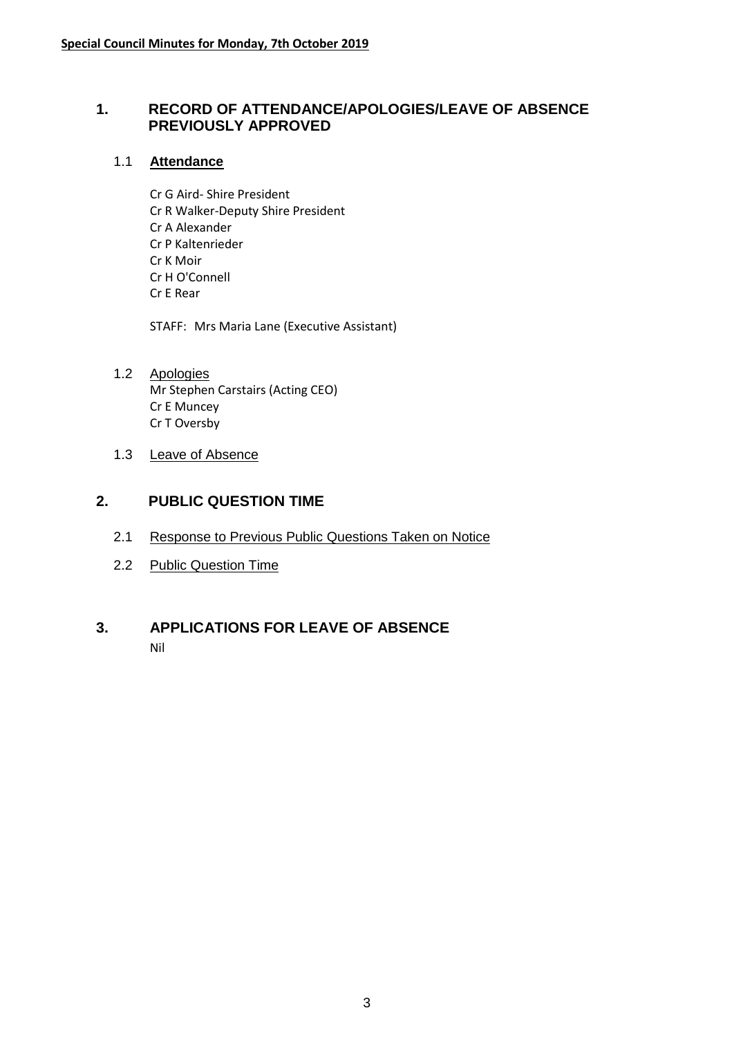## 1. RECORD OF ATTENDANCE/APOLOGIES/LEAVE OF ABSENCE PREVIOUSLY APPROVED

### 1.1 Attendance

Cr G Aird- Shire President
Cr R Walker-Deputy Shire President
Cr A Alexander
Cr P Kaltenrieder
Cr K Moir
Cr H O'Connell
Cr E Rear

STAFF: Mrs Maria Lane (Executive Assistant)

### 1.2 Apologies

Mr Stephen Carstairs (Acting CEO)
Cr E Muncey
Cr T Oversby

### 1.3 Leave of Absence

## 2. PUBLIC QUESTION TIME

### 2.1 Response to Previous Public Questions Taken on Notice

### 2.2 Public Question Time

## 3. APPLICATIONS FOR LEAVE OF ABSENCE

Nil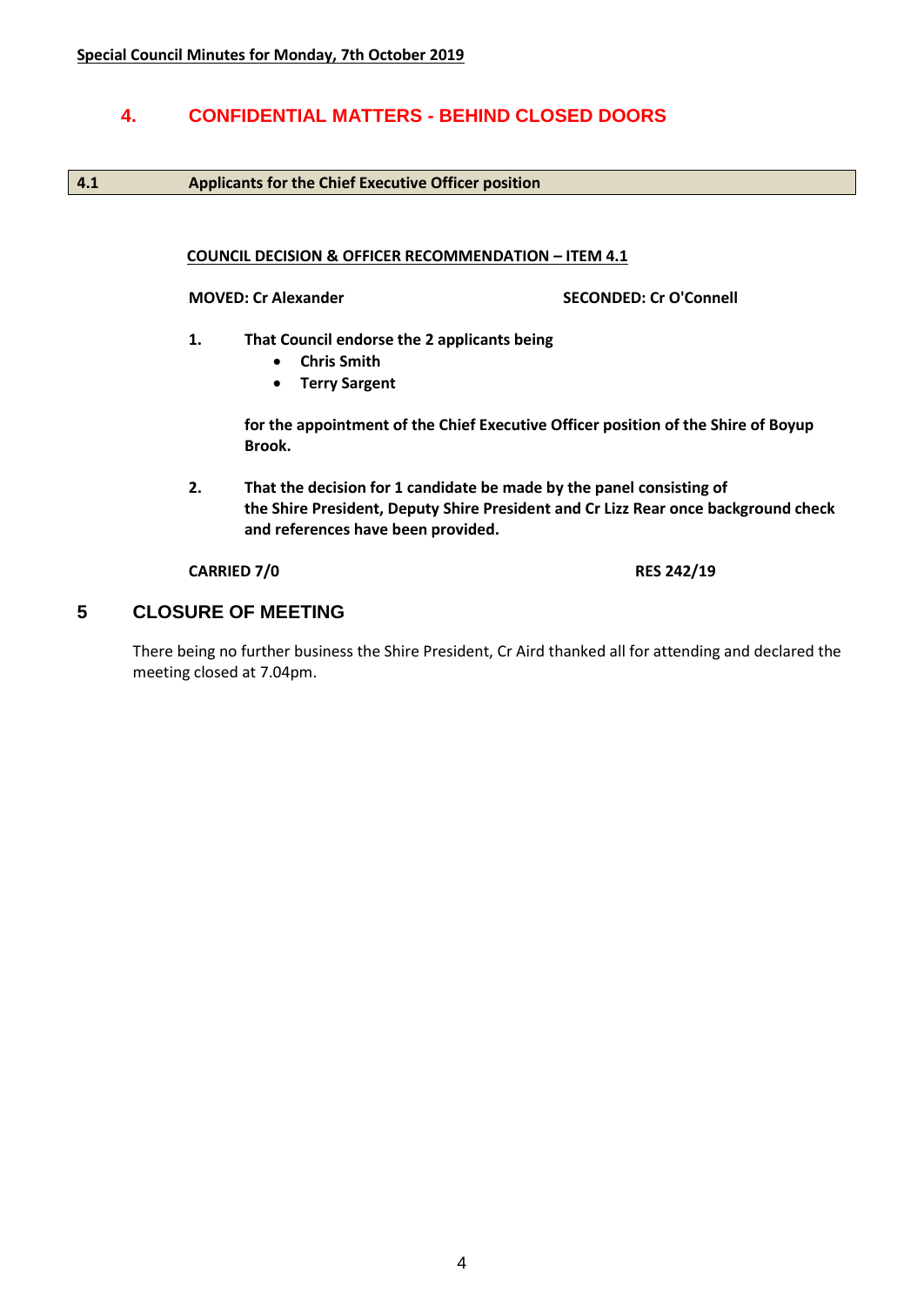**Special Council Minutes for Monday, 7th October 2019**

## 4. CONFIDENTIAL MATTERS - BEHIND CLOSED DOORS

### 4.1 Applicants for the Chief Executive Officer position

**COUNCIL DECISION & OFFICER RECOMMENDATION – ITEM 4.1**

**MOVED: Cr Alexander** **SECONDED: Cr O'Connell**

1. **That Council endorse the 2 applicants being**
   - **Chris Smith**
   - **Terry Sargent**

   **for the appointment of the Chief Executive Officer position of the Shire of Boyup Brook.**

2. **That the decision for 1 candidate be made by the panel consisting of the Shire President, Deputy Shire President and Cr Lizz Rear once background check and references have been provided.**

**CARRIED 7/0** **RES 242/19**

## 5 CLOSURE OF MEETING

There being no further business the Shire President, Cr Aird thanked all for attending and declared the meeting closed at 7.04pm.